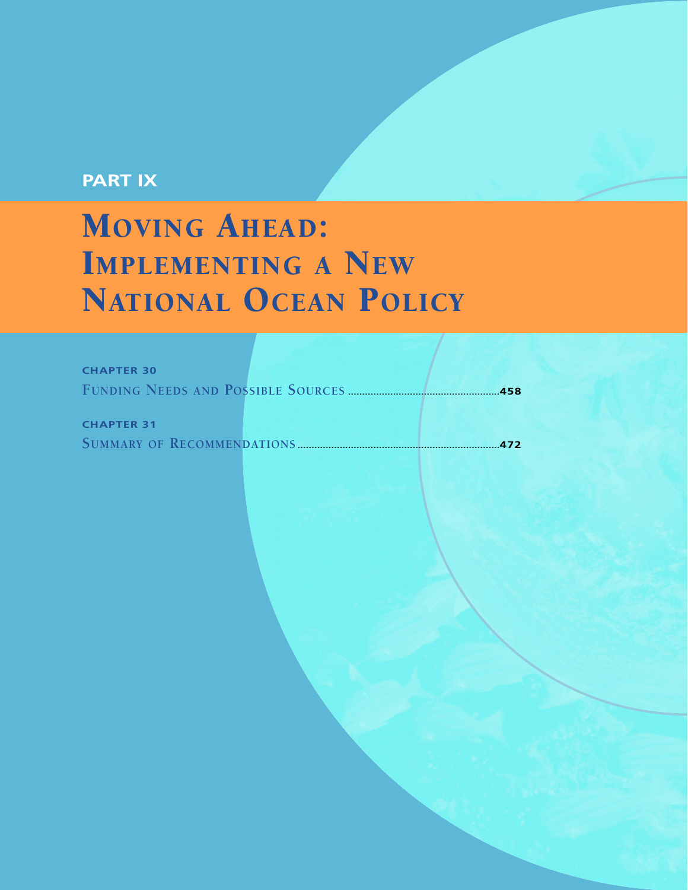PART IX

# MOVING AHEAD: IMPLEMENTING A NEW NATIONAL OCEAN POLICY

**CHAPTER 30**

FUNDING NEEDS AND POSSIBLE SOURCES ..................................................... **458**

**CHAPTER 31**

SUMMARY OF RECOMMENDATIONS ..................................................................... **472**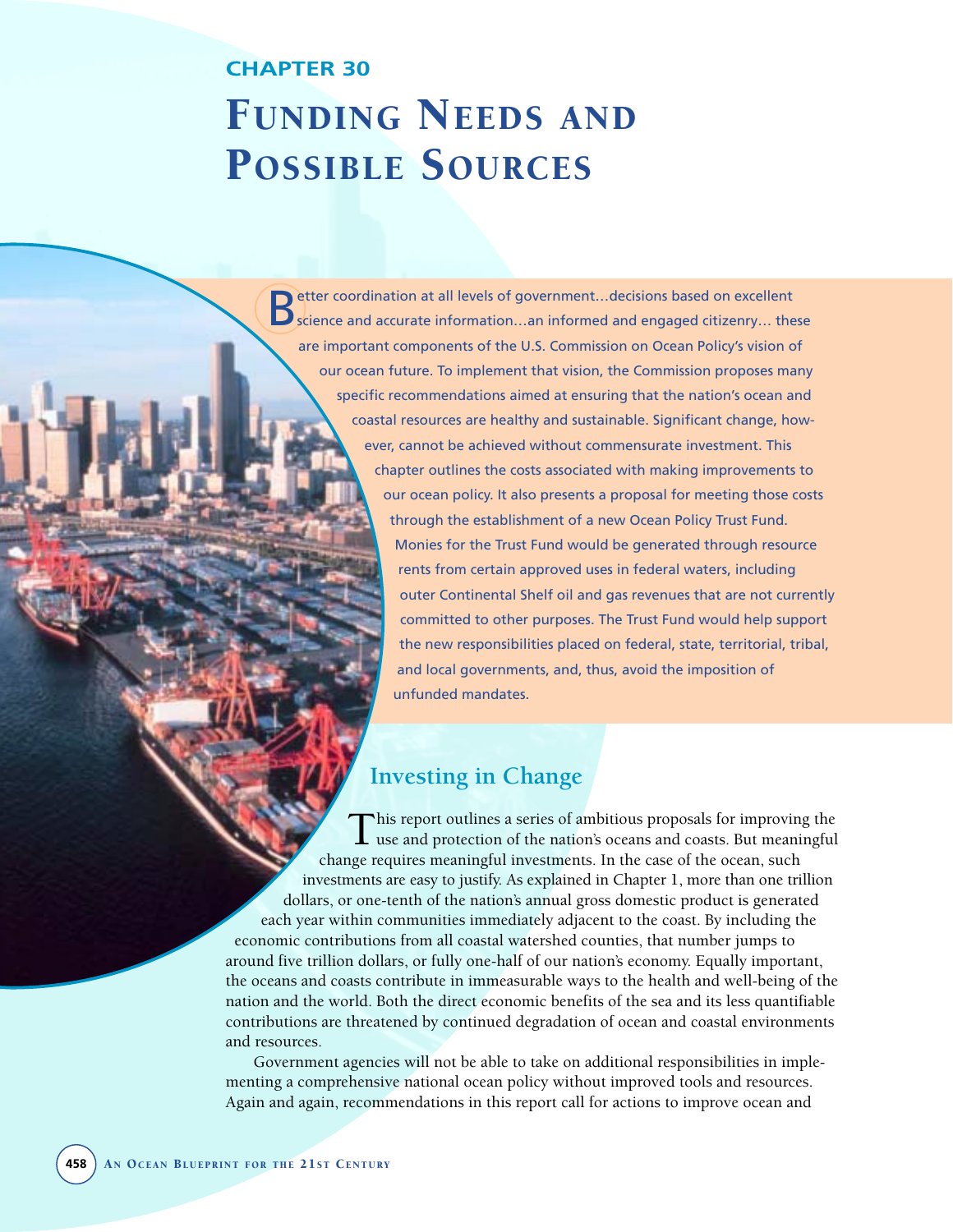# CHAPTER 30

# FUNDING NEEDS AND POSSIBLE SOURCES

Better coordination at all levels of government…decisions based on excellent science and accurate information…an informed and engaged citizenry… these are important components of the U.S. Commission on Ocean Policy's vision of our ocean future. To implement that vision, the Commission proposes many specific recommendations aimed at ensuring that the nation's ocean and coastal resources are healthy and sustainable. Significant change, however, cannot be achieved without commensurate investment. This chapter outlines the costs associated with making improvements to our ocean policy. It also presents a proposal for meeting those costs through the establishment of a new Ocean Policy Trust Fund. Monies for the Trust Fund would be generated through resource rents from certain approved uses in federal waters, including outer Continental Shelf oil and gas revenues that are not currently committed to other purposes. The Trust Fund would help support the new responsibilities placed on federal, state, territorial, tribal, and local governments, and, thus, avoid the imposition of unfunded mandates.

## Investing in Change

This report outlines a series of ambitious proposals for improving the use and protection of the nation's oceans and coasts. But meaningful change requires meaningful investments. In the case of the ocean, such investments are easy to justify. As explained in Chapter 1, more than one trillion dollars, or one-tenth of the nation's annual gross domestic product is generated each year within communities immediately adjacent to the coast. By including the economic contributions from all coastal watershed counties, that number jumps to around five trillion dollars, or fully one-half of our nation's economy. Equally important, the oceans and coasts contribute in immeasurable ways to the health and well-being of the nation and the world. Both the direct economic benefits of the sea and its less quantifiable contributions are threatened by continued degradation of ocean and coastal environments and resources.

Government agencies will not be able to take on additional responsibilities in implementing a comprehensive national ocean policy without improved tools and resources. Again and again, recommendations in this report call for actions to improve ocean and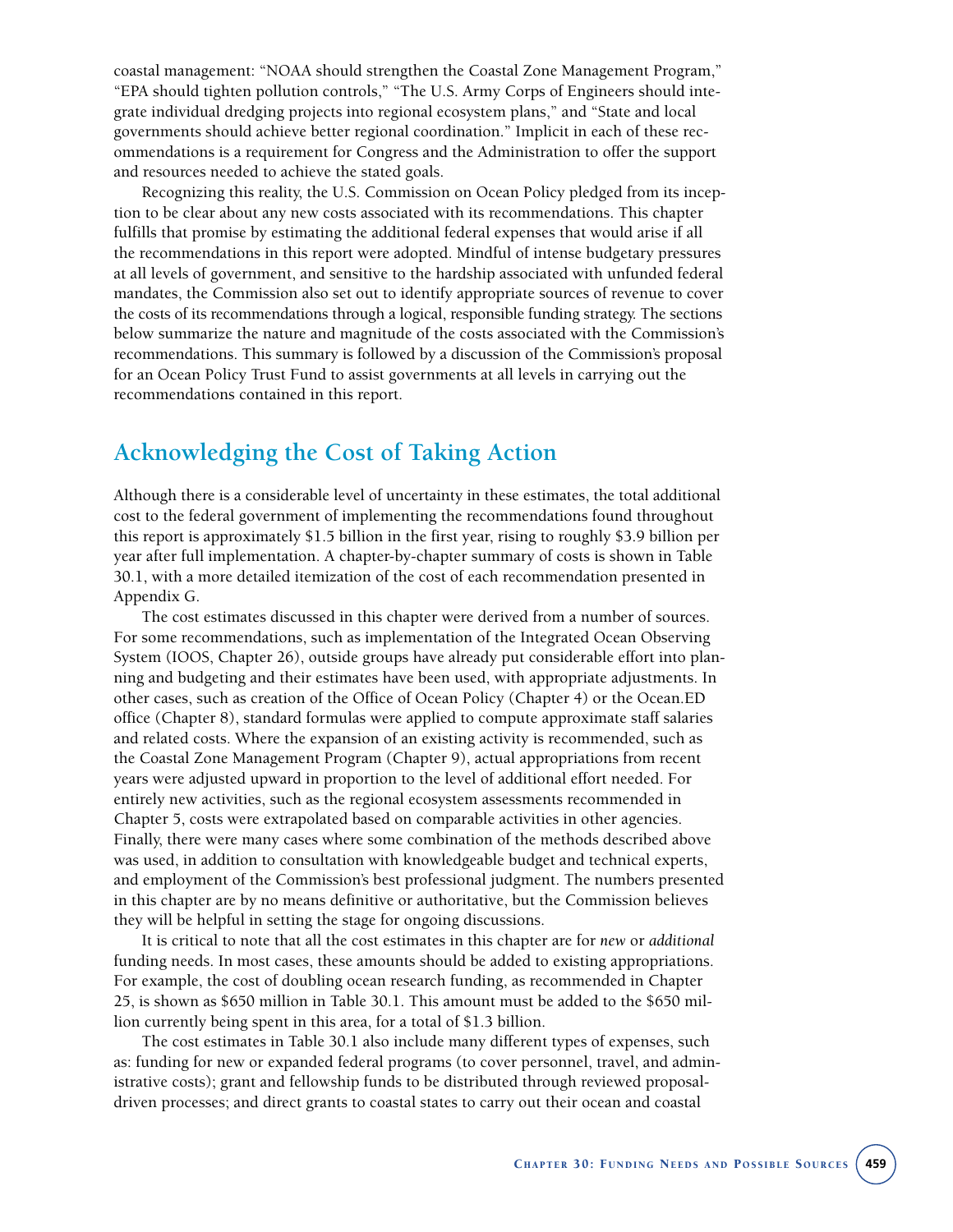coastal management: "NOAA should strengthen the Coastal Zone Management Program," "EPA should tighten pollution controls," "The U.S. Army Corps of Engineers should integrate individual dredging projects into regional ecosystem plans," and "State and local governments should achieve better regional coordination." Implicit in each of these recommendations is a requirement for Congress and the Administration to offer the support and resources needed to achieve the stated goals.

Recognizing this reality, the U.S. Commission on Ocean Policy pledged from its inception to be clear about any new costs associated with its recommendations. This chapter fulfills that promise by estimating the additional federal expenses that would arise if all the recommendations in this report were adopted. Mindful of intense budgetary pressures at all levels of government, and sensitive to the hardship associated with unfunded federal mandates, the Commission also set out to identify appropriate sources of revenue to cover the costs of its recommendations through a logical, responsible funding strategy. The sections below summarize the nature and magnitude of the costs associated with the Commission's recommendations. This summary is followed by a discussion of the Commission's proposal for an Ocean Policy Trust Fund to assist governments at all levels in carrying out the recommendations contained in this report.

## Acknowledging the Cost of Taking Action

Although there is a considerable level of uncertainty in these estimates, the total additional cost to the federal government of implementing the recommendations found throughout this report is approximately $1.5 billion in the first year, rising to roughly $3.9 billion per year after full implementation. A chapter-by-chapter summary of costs is shown in Table 30.1, with a more detailed itemization of the cost of each recommendation presented in Appendix G.

The cost estimates discussed in this chapter were derived from a number of sources. For some recommendations, such as implementation of the Integrated Ocean Observing System (IOOS, Chapter 26), outside groups have already put considerable effort into planning and budgeting and their estimates have been used, with appropriate adjustments. In other cases, such as creation of the Office of Ocean Policy (Chapter 4) or the Ocean.ED office (Chapter 8), standard formulas were applied to compute approximate staff salaries and related costs. Where the expansion of an existing activity is recommended, such as the Coastal Zone Management Program (Chapter 9), actual appropriations from recent years were adjusted upward in proportion to the level of additional effort needed. For entirely new activities, such as the regional ecosystem assessments recommended in Chapter 5, costs were extrapolated based on comparable activities in other agencies. Finally, there were many cases where some combination of the methods described above was used, in addition to consultation with knowledgeable budget and technical experts, and employment of the Commission's best professional judgment. The numbers presented in this chapter are by no means definitive or authoritative, but the Commission believes they will be helpful in setting the stage for ongoing discussions.

It is critical to note that all the cost estimates in this chapter are for *new* or *additional* funding needs. In most cases, these amounts should be added to existing appropriations. For example, the cost of doubling ocean research funding, as recommended in Chapter 25, is shown as $650 million in Table 30.1. This amount must be added to the $650 million currently being spent in this area, for a total of $1.3 billion.

The cost estimates in Table 30.1 also include many different types of expenses, such as: funding for new or expanded federal programs (to cover personnel, travel, and administrative costs); grant and fellowship funds to be distributed through reviewed proposal-driven processes; and direct grants to coastal states to carry out their ocean and coastal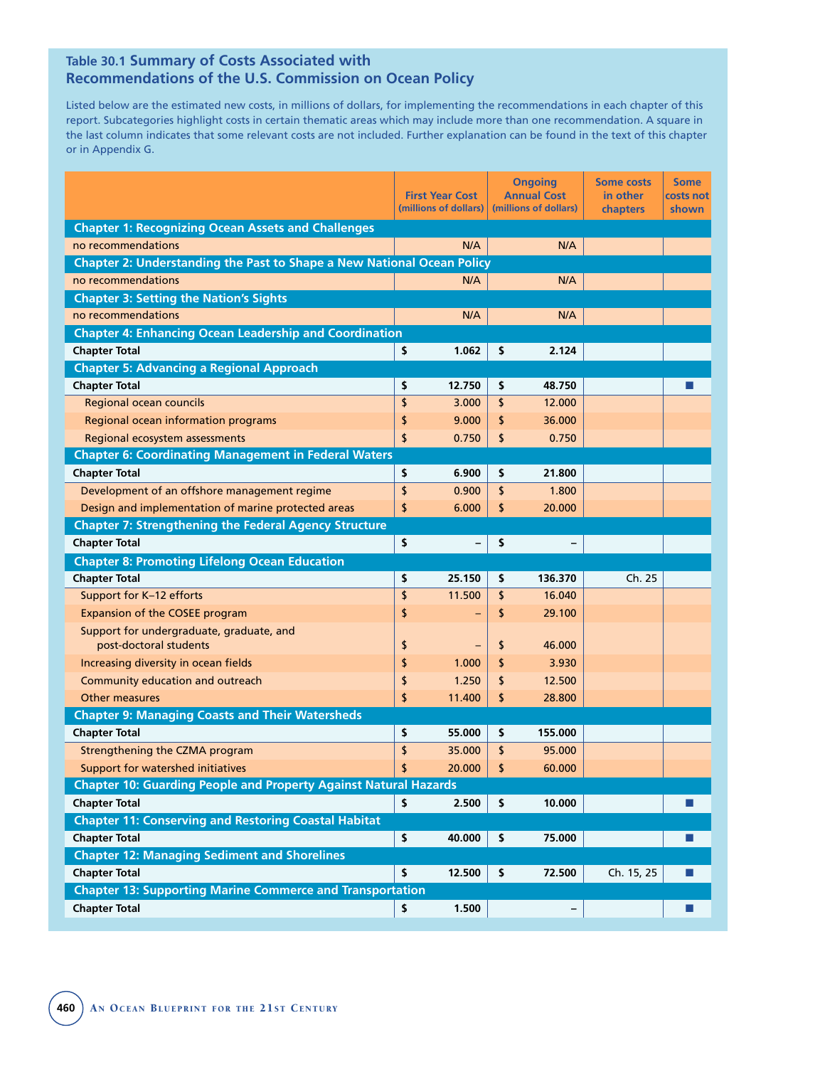## Table 30.1 Summary of Costs Associated with Recommendations of the U.S. Commission on Ocean Policy

Listed below are the estimated new costs, in millions of dollars, for implementing the recommendations in each chapter of this report. Subcategories highlight costs in certain thematic areas which may include more than one recommendation. A square in the last column indicates that some relevant costs are not included. Further explanation can be found in the text of this chapter or in Appendix G.

| | First Year Cost (millions of dollars) | Ongoing Annual Cost (millions of dollars) | Some costs in other chapters | Some costs not shown |
|---|---|---|---|---|
| **Chapter 1: Recognizing Ocean Assets and Challenges** | | | | |
| no recommendations | N/A | N/A | | |
| **Chapter 2: Understanding the Past to Shape a New National Ocean Policy** | | | | |
| no recommendations | N/A | N/A | | |
| **Chapter 3: Setting the Nation's Sights** | | | | |
| no recommendations | N/A | N/A | | |
| **Chapter 4: Enhancing Ocean Leadership and Coordination** | | | | |
| **Chapter Total** | $ 1.062 | $ 2.124 | | |
| **Chapter 5: Advancing a Regional Approach** | | | | |
| **Chapter Total** | $ 12.750 | $ 48.750 | | ■ |
| Regional ocean councils | $ 3.000 | $ 12.000 | | |
| Regional ocean information programs | $ 9.000 | $ 36.000 | | |
| Regional ecosystem assessments | $ 0.750 | $ 0.750 | | |
| **Chapter 6: Coordinating Management in Federal Waters** | | | | |
| **Chapter Total** | $ 6.900 | $ 21.800 | | |
| Development of an offshore management regime | $ 0.900 | $ 1.800 | | |
| Design and implementation of marine protected areas | $ 6.000 | $ 20.000 | | |
| **Chapter 7: Strengthening the Federal Agency Structure** | | | | |
| **Chapter Total** | $ – | $ – | | |
| **Chapter 8: Promoting Lifelong Ocean Education** | | | | |
| **Chapter Total** | $ 25.150 | $ 136.370 | Ch. 25 | |
| Support for K–12 efforts | $ 11.500 | $ 16.040 | | |
| Expansion of the COSEE program | $ – | $ 29.100 | | |
| Support for undergraduate, graduate, and post-doctoral students | $ – | $ 46.000 | | |
| Increasing diversity in ocean fields | $ 1.000 | $ 3.930 | | |
| Community education and outreach | $ 1.250 | $ 12.500 | | |
| Other measures | $ 11.400 | $ 28.800 | | |
| **Chapter 9: Managing Coasts and Their Watersheds** | | | | |
| **Chapter Total** | $ 55.000 | $ 155.000 | | |
| Strengthening the CZMA program | $ 35.000 | $ 95.000 | | |
| Support for watershed initiatives | $ 20.000 | $ 60.000 | | |
| **Chapter 10: Guarding People and Property Against Natural Hazards** | | | | |
| **Chapter Total** | $ 2.500 | $ 10.000 | | ■ |
| **Chapter 11: Conserving and Restoring Coastal Habitat** | | | | |
| **Chapter Total** | $ 40.000 | $ 75.000 | | ■ |
| **Chapter 12: Managing Sediment and Shorelines** | | | | |
| **Chapter Total** | $ 12.500 | $ 72.500 | Ch. 15, 25 | ■ |
| **Chapter 13: Supporting Marine Commerce and Transportation** | | | | |
| **Chapter Total** | $ 1.500 | – | | ■ |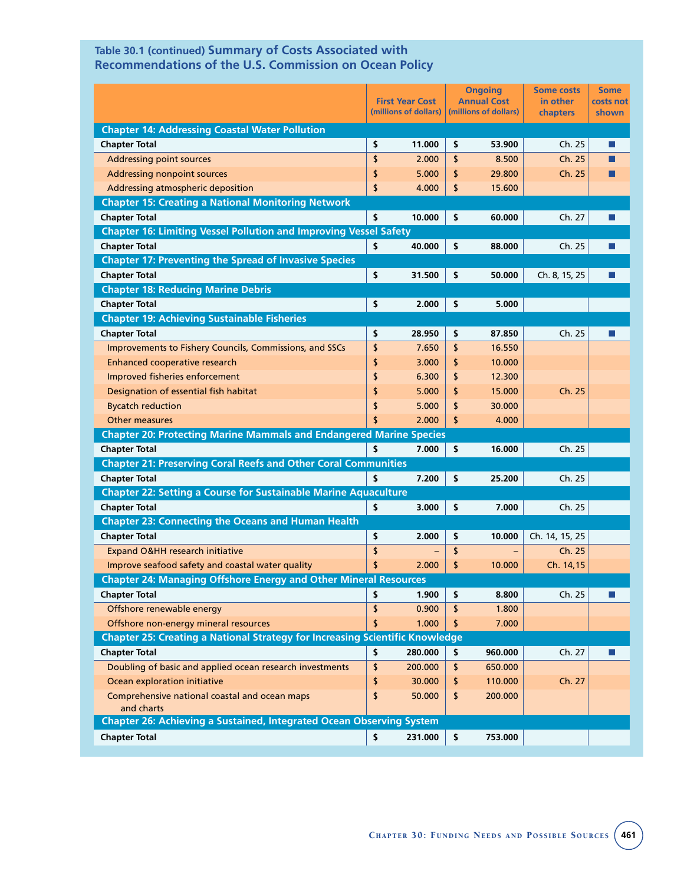### Table 30.1 (continued) Summary of Costs Associated with Recommendations of the U.S. Commission on Ocean Policy

| | First Year Cost (millions of dollars) | Ongoing Annual Cost (millions of dollars) | Some costs in other chapters | Some costs not shown |
|---|---|---|---|---|
| **Chapter 14: Addressing Coastal Water Pollution** | | | | |
| **Chapter Total** | **$ 11.000** | **$ 53.900** | Ch. 25 | ■ |
| Addressing point sources | $ 2.000 | $ 8.500 | Ch. 25 | ■ |
| Addressing nonpoint sources | $ 5.000 | $ 29.800 | Ch. 25 | ■ |
| Addressing atmospheric deposition | $ 4.000 | $ 15.600 | | |
| **Chapter 15: Creating a National Monitoring Network** | | | | |
| **Chapter Total** | **$ 10.000** | **$ 60.000** | Ch. 27 | ■ |
| **Chapter 16: Limiting Vessel Pollution and Improving Vessel Safety** | | | | |
| **Chapter Total** | **$ 40.000** | **$ 88.000** | Ch. 25 | ■ |
| **Chapter 17: Preventing the Spread of Invasive Species** | | | | |
| **Chapter Total** | **$ 31.500** | **$ 50.000** | Ch. 8, 15, 25 | ■ |
| **Chapter 18: Reducing Marine Debris** | | | | |
| **Chapter Total** | **$ 2.000** | **$ 5.000** | | |
| **Chapter 19: Achieving Sustainable Fisheries** | | | | |
| **Chapter Total** | **$ 28.950** | **$ 87.850** | Ch. 25 | ■ |
| Improvements to Fishery Councils, Commissions, and SSCs | $ 7.650 | $ 16.550 | | |
| Enhanced cooperative research | $ 3.000 | $ 10.000 | | |
| Improved fisheries enforcement | $ 6.300 | $ 12.300 | | |
| Designation of essential fish habitat | $ 5.000 | $ 15.000 | Ch. 25 | |
| Bycatch reduction | $ 5.000 | $ 30.000 | | |
| Other measures | $ 2.000 | $ 4.000 | | |
| **Chapter 20: Protecting Marine Mammals and Endangered Marine Species** | | | | |
| **Chapter Total** | **$ 7.000** | **$ 16.000** | Ch. 25 | |
| **Chapter 21: Preserving Coral Reefs and Other Coral Communities** | | | | |
| **Chapter Total** | **$ 7.200** | **$ 25.200** | Ch. 25 | |
| **Chapter 22: Setting a Course for Sustainable Marine Aquaculture** | | | | |
| **Chapter Total** | **$ 3.000** | **$ 7.000** | Ch. 25 | |
| **Chapter 23: Connecting the Oceans and Human Health** | | | | |
| **Chapter Total** | **$ 2.000** | **$ 10.000** | Ch. 14, 15, 25 | |
| Expand O&HH research initiative | $ – | $ – | Ch. 25 | |
| Improve seafood safety and coastal water quality | $ 2.000 | $ 10.000 | Ch. 14,15 | |
| **Chapter 24: Managing Offshore Energy and Other Mineral Resources** | | | | |
| **Chapter Total** | **$ 1.900** | **$ 8.800** | Ch. 25 | ■ |
| Offshore renewable energy | $ 0.900 | $ 1.800 | | |
| Offshore non-energy mineral resources | $ 1.000 | $ 7.000 | | |
| **Chapter 25: Creating a National Strategy for Increasing Scientific Knowledge** | | | | |
| **Chapter Total** | **$ 280.000** | **$ 960.000** | Ch. 27 | ■ |
| Doubling of basic and applied ocean research investments | $ 200.000 | $ 650.000 | | |
| Ocean exploration initiative | $ 30.000 | $ 110.000 | Ch. 27 | |
| Comprehensive national coastal and ocean maps and charts | $ 50.000 | $ 200.000 | | |
| **Chapter 26: Achieving a Sustained, Integrated Ocean Observing System** | | | | |
| **Chapter Total** | **$ 231.000** | **$ 753.000** | | |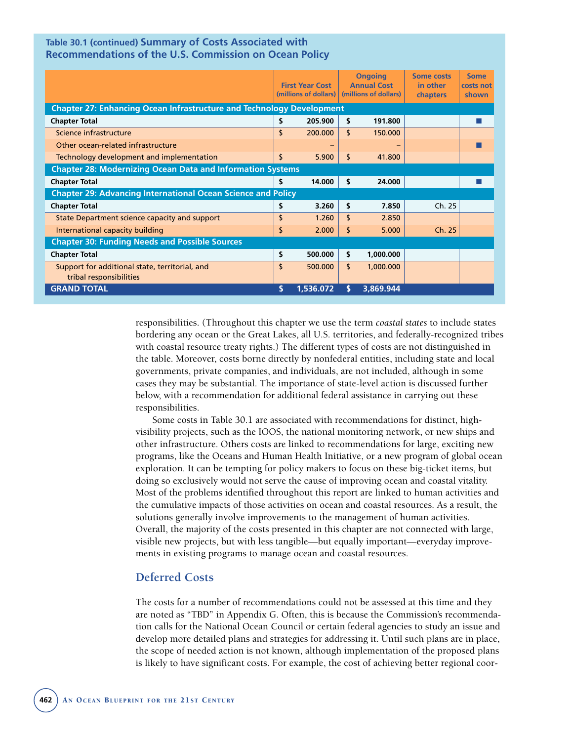**Table 30.1 (continued) Summary of Costs Associated with Recommendations of the U.S. Commission on Ocean Policy**

| | First Year Cost (millions of dollars) | Ongoing Annual Cost (millions of dollars) | Some costs in other chapters | Some costs not shown |
|---|---|---|---|---|
| **Chapter 27: Enhancing Ocean Infrastructure and Technology Development** | | | | |
| **Chapter Total** | **$ 205.900** | **$ 191.800** | | ■ |
| Science infrastructure | $ 200.000 | $ 150.000 | | |
| Other ocean-related infrastructure | – | – | | ■ |
| Technology development and implementation | $ 5.900 | $ 41.800 | | |
| **Chapter 28: Modernizing Ocean Data and Information Systems** | | | | |
| **Chapter Total** | **$ 14.000** | **$ 24.000** | | ■ |
| **Chapter 29: Advancing International Ocean Science and Policy** | | | | |
| **Chapter Total** | **$ 3.260** | **$ 7.850** | Ch. 25 | |
| State Department science capacity and support | $ 1.260 | $ 2.850 | | |
| International capacity building | $ 2.000 | $ 5.000 | Ch. 25 | |
| **Chapter 30: Funding Needs and Possible Sources** | | | | |
| **Chapter Total** | **$ 500.000** | **$ 1,000.000** | | |
| Support for additional state, territorial, and tribal responsibilities | $ 500.000 | $ 1,000.000 | | |
| **GRAND TOTAL** | **$ 1,536.072** | **$ 3,869.944** | | |

responsibilities. (Throughout this chapter we use the term *coastal states* to include states bordering any ocean or the Great Lakes, all U.S. territories, and federally-recognized tribes with coastal resource treaty rights.) The different types of costs are not distinguished in the table. Moreover, costs borne directly by nonfederal entities, including state and local governments, private companies, and individuals, are not included, although in some cases they may be substantial. The importance of state-level action is discussed further below, with a recommendation for additional federal assistance in carrying out these responsibilities.

Some costs in Table 30.1 are associated with recommendations for distinct, high-visibility projects, such as the IOOS, the national monitoring network, or new ships and other infrastructure. Others costs are linked to recommendations for large, exciting new programs, like the Oceans and Human Health Initiative, or a new program of global ocean exploration. It can be tempting for policy makers to focus on these big-ticket items, but doing so exclusively would not serve the cause of improving ocean and coastal vitality. Most of the problems identified throughout this report are linked to human activities and the cumulative impacts of those activities on ocean and coastal resources. As a result, the solutions generally involve improvements to the management of human activities. Overall, the majority of the costs presented in this chapter are not connected with large, visible new projects, but with less tangible—but equally important—everyday improvements in existing programs to manage ocean and coastal resources.

## Deferred Costs

The costs for a number of recommendations could not be assessed at this time and they are noted as "TBD" in Appendix G. Often, this is because the Commission's recommendation calls for the National Ocean Council or certain federal agencies to study an issue and develop more detailed plans and strategies for addressing it. Until such plans are in place, the scope of needed action is not known, although implementation of the proposed plans is likely to have significant costs. For example, the cost of achieving better regional coor-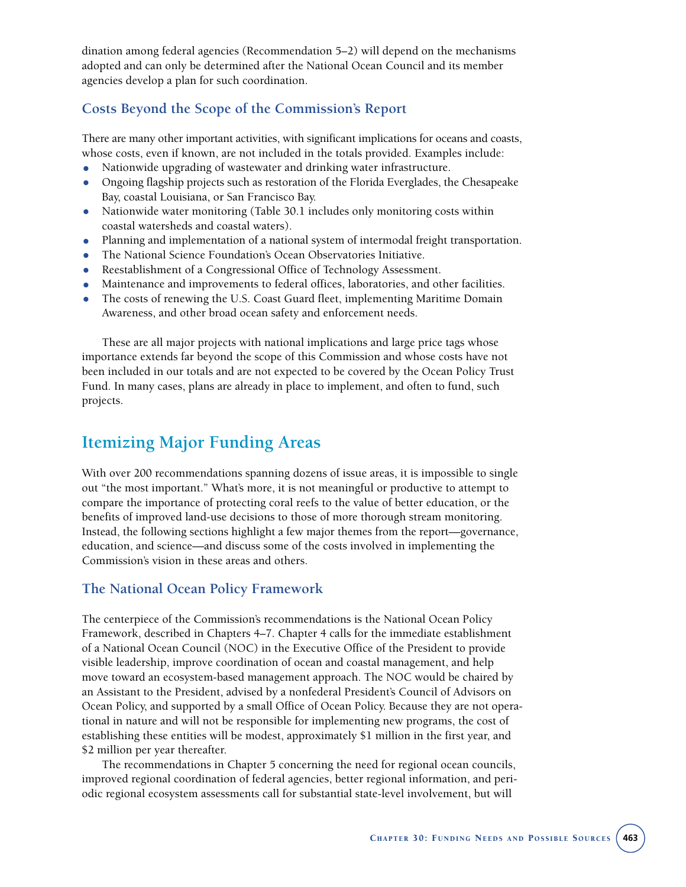dination among federal agencies (Recommendation 5–2) will depend on the mechanisms adopted and can only be determined after the National Ocean Council and its member agencies develop a plan for such coordination.

### Costs Beyond the Scope of the Commission's Report

There are many other important activities, with significant implications for oceans and coasts, whose costs, even if known, are not included in the totals provided. Examples include:

- Nationwide upgrading of wastewater and drinking water infrastructure.
- Ongoing flagship projects such as restoration of the Florida Everglades, the Chesapeake Bay, coastal Louisiana, or San Francisco Bay.
- Nationwide water monitoring (Table 30.1 includes only monitoring costs within coastal watersheds and coastal waters).
- Planning and implementation of a national system of intermodal freight transportation.
- The National Science Foundation's Ocean Observatories Initiative.
- Reestablishment of a Congressional Office of Technology Assessment.
- Maintenance and improvements to federal offices, laboratories, and other facilities.
- The costs of renewing the U.S. Coast Guard fleet, implementing Maritime Domain Awareness, and other broad ocean safety and enforcement needs.

These are all major projects with national implications and large price tags whose importance extends far beyond the scope of this Commission and whose costs have not been included in our totals and are not expected to be covered by the Ocean Policy Trust Fund. In many cases, plans are already in place to implement, and often to fund, such projects.

## Itemizing Major Funding Areas

With over 200 recommendations spanning dozens of issue areas, it is impossible to single out "the most important." What's more, it is not meaningful or productive to attempt to compare the importance of protecting coral reefs to the value of better education, or the benefits of improved land-use decisions to those of more thorough stream monitoring. Instead, the following sections highlight a few major themes from the report—governance, education, and science—and discuss some of the costs involved in implementing the Commission's vision in these areas and others.

### The National Ocean Policy Framework

The centerpiece of the Commission's recommendations is the National Ocean Policy Framework, described in Chapters 4–7. Chapter 4 calls for the immediate establishment of a National Ocean Council (NOC) in the Executive Office of the President to provide visible leadership, improve coordination of ocean and coastal management, and help move toward an ecosystem-based management approach. The NOC would be chaired by an Assistant to the President, advised by a nonfederal President's Council of Advisors on Ocean Policy, and supported by a small Office of Ocean Policy. Because they are not operational in nature and will not be responsible for implementing new programs, the cost of establishing these entities will be modest, approximately $1 million in the first year, and $2 million per year thereafter.

The recommendations in Chapter 5 concerning the need for regional ocean councils, improved regional coordination of federal agencies, better regional information, and periodic regional ecosystem assessments call for substantial state-level involvement, but will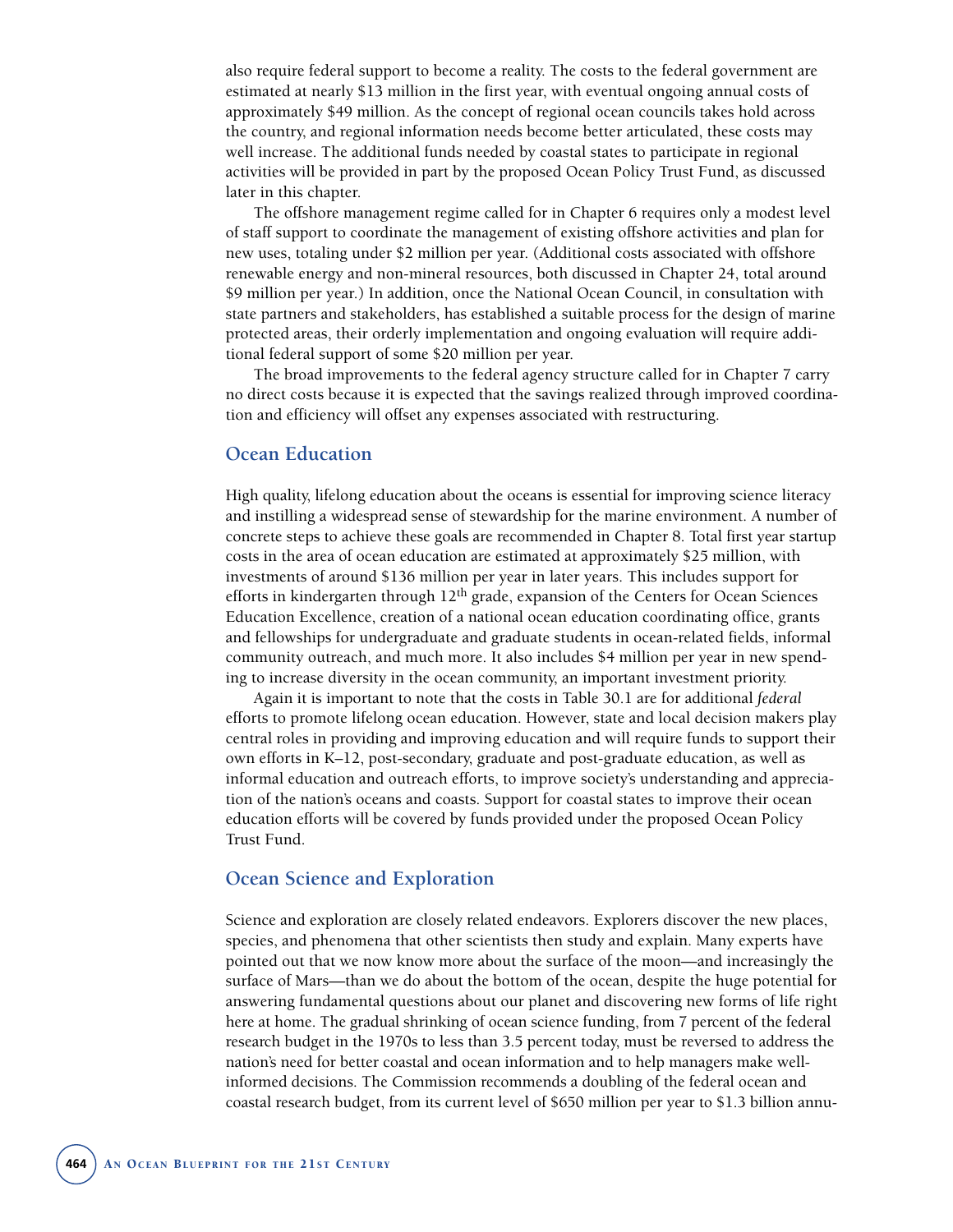also require federal support to become a reality. The costs to the federal government are estimated at nearly $13 million in the first year, with eventual ongoing annual costs of approximately $49 million. As the concept of regional ocean councils takes hold across the country, and regional information needs become better articulated, these costs may well increase. The additional funds needed by coastal states to participate in regional activities will be provided in part by the proposed Ocean Policy Trust Fund, as discussed later in this chapter.

The offshore management regime called for in Chapter 6 requires only a modest level of staff support to coordinate the management of existing offshore activities and plan for new uses, totaling under $2 million per year. (Additional costs associated with offshore renewable energy and non-mineral resources, both discussed in Chapter 24, total around $9 million per year.) In addition, once the National Ocean Council, in consultation with state partners and stakeholders, has established a suitable process for the design of marine protected areas, their orderly implementation and ongoing evaluation will require additional federal support of some $20 million per year.

The broad improvements to the federal agency structure called for in Chapter 7 carry no direct costs because it is expected that the savings realized through improved coordination and efficiency will offset any expenses associated with restructuring.

## Ocean Education

High quality, lifelong education about the oceans is essential for improving science literacy and instilling a widespread sense of stewardship for the marine environment. A number of concrete steps to achieve these goals are recommended in Chapter 8. Total first year startup costs in the area of ocean education are estimated at approximately $25 million, with investments of around $136 million per year in later years. This includes support for efforts in kindergarten through 12th grade, expansion of the Centers for Ocean Sciences Education Excellence, creation of a national ocean education coordinating office, grants and fellowships for undergraduate and graduate students in ocean-related fields, informal community outreach, and much more. It also includes $4 million per year in new spending to increase diversity in the ocean community, an important investment priority.

Again it is important to note that the costs in Table 30.1 are for additional *federal* efforts to promote lifelong ocean education. However, state and local decision makers play central roles in providing and improving education and will require funds to support their own efforts in K–12, post-secondary, graduate and post-graduate education, as well as informal education and outreach efforts, to improve society's understanding and appreciation of the nation's oceans and coasts. Support for coastal states to improve their ocean education efforts will be covered by funds provided under the proposed Ocean Policy Trust Fund.

## Ocean Science and Exploration

Science and exploration are closely related endeavors. Explorers discover the new places, species, and phenomena that other scientists then study and explain. Many experts have pointed out that we now know more about the surface of the moon—and increasingly the surface of Mars—than we do about the bottom of the ocean, despite the huge potential for answering fundamental questions about our planet and discovering new forms of life right here at home. The gradual shrinking of ocean science funding, from 7 percent of the federal research budget in the 1970s to less than 3.5 percent today, must be reversed to address the nation's need for better coastal and ocean information and to help managers make well-informed decisions. The Commission recommends a doubling of the federal ocean and coastal research budget, from its current level of $650 million per year to $1.3 billion annu-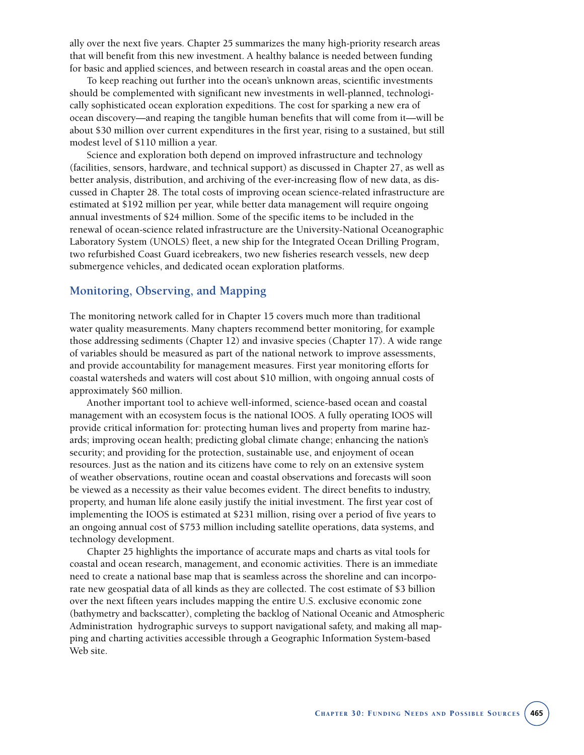ally over the next five years. Chapter 25 summarizes the many high-priority research areas that will benefit from this new investment. A healthy balance is needed between funding for basic and applied sciences, and between research in coastal areas and the open ocean.

To keep reaching out further into the ocean's unknown areas, scientific investments should be complemented with significant new investments in well-planned, technologically sophisticated ocean exploration expeditions. The cost for sparking a new era of ocean discovery—and reaping the tangible human benefits that will come from it—will be about $30 million over current expenditures in the first year, rising to a sustained, but still modest level of $110 million a year.

Science and exploration both depend on improved infrastructure and technology (facilities, sensors, hardware, and technical support) as discussed in Chapter 27, as well as better analysis, distribution, and archiving of the ever-increasing flow of new data, as discussed in Chapter 28. The total costs of improving ocean science-related infrastructure are estimated at $192 million per year, while better data management will require ongoing annual investments of $24 million. Some of the specific items to be included in the renewal of ocean-science related infrastructure are the University-National Oceanographic Laboratory System (UNOLS) fleet, a new ship for the Integrated Ocean Drilling Program, two refurbished Coast Guard icebreakers, two new fisheries research vessels, new deep submergence vehicles, and dedicated ocean exploration platforms.

## Monitoring, Observing, and Mapping

The monitoring network called for in Chapter 15 covers much more than traditional water quality measurements. Many chapters recommend better monitoring, for example those addressing sediments (Chapter 12) and invasive species (Chapter 17). A wide range of variables should be measured as part of the national network to improve assessments, and provide accountability for management measures. First year monitoring efforts for coastal watersheds and waters will cost about $10 million, with ongoing annual costs of approximately $60 million.

Another important tool to achieve well-informed, science-based ocean and coastal management with an ecosystem focus is the national IOOS. A fully operating IOOS will provide critical information for: protecting human lives and property from marine hazards; improving ocean health; predicting global climate change; enhancing the nation's security; and providing for the protection, sustainable use, and enjoyment of ocean resources. Just as the nation and its citizens have come to rely on an extensive system of weather observations, routine ocean and coastal observations and forecasts will soon be viewed as a necessity as their value becomes evident. The direct benefits to industry, property, and human life alone easily justify the initial investment. The first year cost of implementing the IOOS is estimated at $231 million, rising over a period of five years to an ongoing annual cost of $753 million including satellite operations, data systems, and technology development.

Chapter 25 highlights the importance of accurate maps and charts as vital tools for coastal and ocean research, management, and economic activities. There is an immediate need to create a national base map that is seamless across the shoreline and can incorporate new geospatial data of all kinds as they are collected. The cost estimate of $3 billion over the next fifteen years includes mapping the entire U.S. exclusive economic zone (bathymetry and backscatter), completing the backlog of National Oceanic and Atmospheric Administration hydrographic surveys to support navigational safety, and making all mapping and charting activities accessible through a Geographic Information System-based Web site.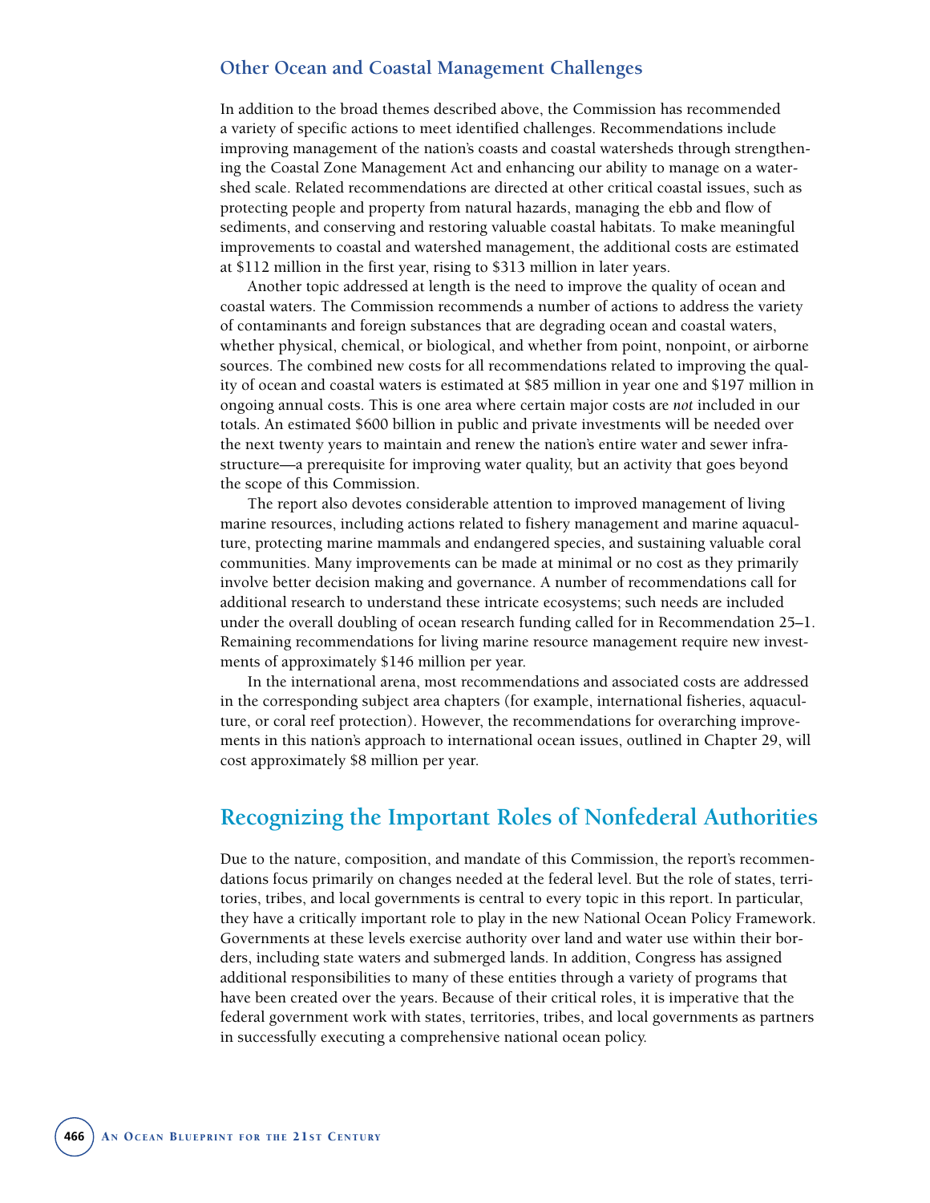### Other Ocean and Coastal Management Challenges

In addition to the broad themes described above, the Commission has recommended a variety of specific actions to meet identified challenges. Recommendations include improving management of the nation's coasts and coastal watersheds through strengthening the Coastal Zone Management Act and enhancing our ability to manage on a watershed scale. Related recommendations are directed at other critical coastal issues, such as protecting people and property from natural hazards, managing the ebb and flow of sediments, and conserving and restoring valuable coastal habitats. To make meaningful improvements to coastal and watershed management, the additional costs are estimated at $112 million in the first year, rising to $313 million in later years.

Another topic addressed at length is the need to improve the quality of ocean and coastal waters. The Commission recommends a number of actions to address the variety of contaminants and foreign substances that are degrading ocean and coastal waters, whether physical, chemical, or biological, and whether from point, nonpoint, or airborne sources. The combined new costs for all recommendations related to improving the quality of ocean and coastal waters is estimated at $85 million in year one and $197 million in ongoing annual costs. This is one area where certain major costs are *not* included in our totals. An estimated $600 billion in public and private investments will be needed over the next twenty years to maintain and renew the nation's entire water and sewer infrastructure—a prerequisite for improving water quality, but an activity that goes beyond the scope of this Commission.

The report also devotes considerable attention to improved management of living marine resources, including actions related to fishery management and marine aquaculture, protecting marine mammals and endangered species, and sustaining valuable coral communities. Many improvements can be made at minimal or no cost as they primarily involve better decision making and governance. A number of recommendations call for additional research to understand these intricate ecosystems; such needs are included under the overall doubling of ocean research funding called for in Recommendation 25–1. Remaining recommendations for living marine resource management require new investments of approximately $146 million per year.

In the international arena, most recommendations and associated costs are addressed in the corresponding subject area chapters (for example, international fisheries, aquaculture, or coral reef protection). However, the recommendations for overarching improvements in this nation's approach to international ocean issues, outlined in Chapter 29, will cost approximately $8 million per year.

## Recognizing the Important Roles of Nonfederal Authorities

Due to the nature, composition, and mandate of this Commission, the report's recommendations focus primarily on changes needed at the federal level. But the role of states, territories, tribes, and local governments is central to every topic in this report. In particular, they have a critically important role to play in the new National Ocean Policy Framework. Governments at these levels exercise authority over land and water use within their borders, including state waters and submerged lands. In addition, Congress has assigned additional responsibilities to many of these entities through a variety of programs that have been created over the years. Because of their critical roles, it is imperative that the federal government work with states, territories, tribes, and local governments as partners in successfully executing a comprehensive national ocean policy.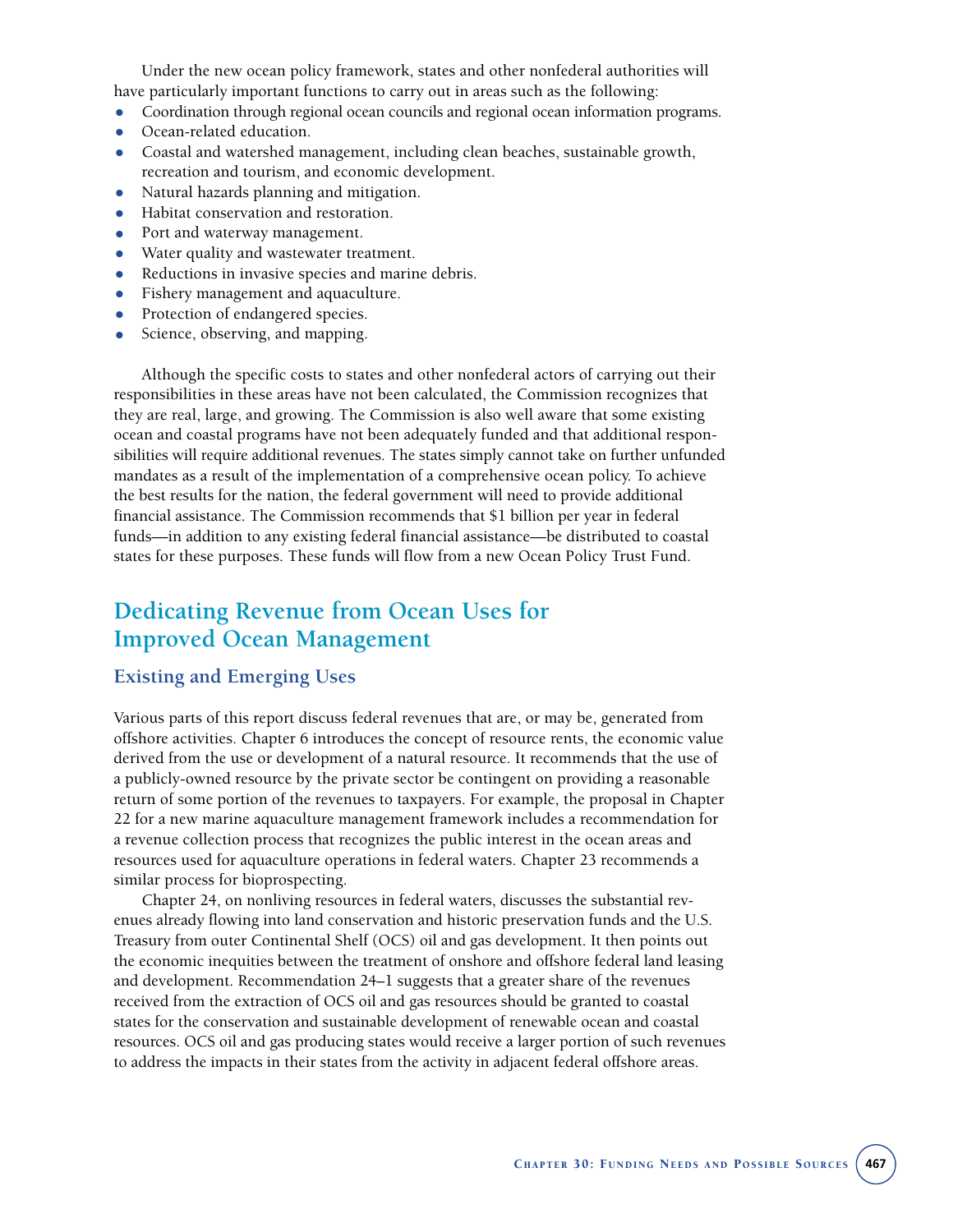Under the new ocean policy framework, states and other nonfederal authorities will have particularly important functions to carry out in areas such as the following:

- Coordination through regional ocean councils and regional ocean information programs.
- Ocean-related education.
- Coastal and watershed management, including clean beaches, sustainable growth, recreation and tourism, and economic development.
- Natural hazards planning and mitigation.
- Habitat conservation and restoration.
- Port and waterway management.
- Water quality and wastewater treatment.
- Reductions in invasive species and marine debris.
- Fishery management and aquaculture.
- Protection of endangered species.
- Science, observing, and mapping.

Although the specific costs to states and other nonfederal actors of carrying out their responsibilities in these areas have not been calculated, the Commission recognizes that they are real, large, and growing. The Commission is also well aware that some existing ocean and coastal programs have not been adequately funded and that additional responsibilities will require additional revenues. The states simply cannot take on further unfunded mandates as a result of the implementation of a comprehensive ocean policy. To achieve the best results for the nation, the federal government will need to provide additional financial assistance. The Commission recommends that $1 billion per year in federal funds—in addition to any existing federal financial assistance—be distributed to coastal states for these purposes. These funds will flow from a new Ocean Policy Trust Fund.

## Dedicating Revenue from Ocean Uses for Improved Ocean Management

### Existing and Emerging Uses

Various parts of this report discuss federal revenues that are, or may be, generated from offshore activities. Chapter 6 introduces the concept of resource rents, the economic value derived from the use or development of a natural resource. It recommends that the use of a publicly-owned resource by the private sector be contingent on providing a reasonable return of some portion of the revenues to taxpayers. For example, the proposal in Chapter 22 for a new marine aquaculture management framework includes a recommendation for a revenue collection process that recognizes the public interest in the ocean areas and resources used for aquaculture operations in federal waters. Chapter 23 recommends a similar process for bioprospecting.

Chapter 24, on nonliving resources in federal waters, discusses the substantial revenues already flowing into land conservation and historic preservation funds and the U.S. Treasury from outer Continental Shelf (OCS) oil and gas development. It then points out the economic inequities between the treatment of onshore and offshore federal land leasing and development. Recommendation 24–1 suggests that a greater share of the revenues received from the extraction of OCS oil and gas resources should be granted to coastal states for the conservation and sustainable development of renewable ocean and coastal resources. OCS oil and gas producing states would receive a larger portion of such revenues to address the impacts in their states from the activity in adjacent federal offshore areas.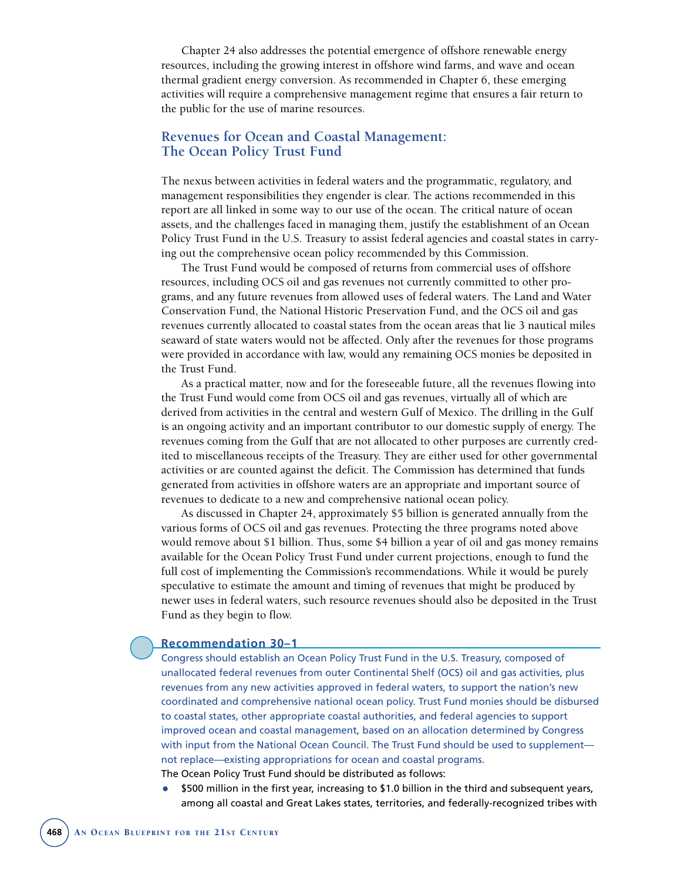Chapter 24 also addresses the potential emergence of offshore renewable energy resources, including the growing interest in offshore wind farms, and wave and ocean thermal gradient energy conversion. As recommended in Chapter 6, these emerging activities will require a comprehensive management regime that ensures a fair return to the public for the use of marine resources.

## Revenues for Ocean and Coastal Management: The Ocean Policy Trust Fund

The nexus between activities in federal waters and the programmatic, regulatory, and management responsibilities they engender is clear. The actions recommended in this report are all linked in some way to our use of the ocean. The critical nature of ocean assets, and the challenges faced in managing them, justify the establishment of an Ocean Policy Trust Fund in the U.S. Treasury to assist federal agencies and coastal states in carrying out the comprehensive ocean policy recommended by this Commission.

The Trust Fund would be composed of returns from commercial uses of offshore resources, including OCS oil and gas revenues not currently committed to other programs, and any future revenues from allowed uses of federal waters. The Land and Water Conservation Fund, the National Historic Preservation Fund, and the OCS oil and gas revenues currently allocated to coastal states from the ocean areas that lie 3 nautical miles seaward of state waters would not be affected. Only after the revenues for those programs were provided in accordance with law, would any remaining OCS monies be deposited in the Trust Fund.

As a practical matter, now and for the foreseeable future, all the revenues flowing into the Trust Fund would come from OCS oil and gas revenues, virtually all of which are derived from activities in the central and western Gulf of Mexico. The drilling in the Gulf is an ongoing activity and an important contributor to our domestic supply of energy. The revenues coming from the Gulf that are not allocated to other purposes are currently credited to miscellaneous receipts of the Treasury. They are either used for other governmental activities or are counted against the deficit. The Commission has determined that funds generated from activities in offshore waters are an appropriate and important source of revenues to dedicate to a new and comprehensive national ocean policy.

As discussed in Chapter 24, approximately $5 billion is generated annually from the various forms of OCS oil and gas revenues. Protecting the three programs noted above would remove about $1 billion. Thus, some $4 billion a year of oil and gas money remains available for the Ocean Policy Trust Fund under current projections, enough to fund the full cost of implementing the Commission's recommendations. While it would be purely speculative to estimate the amount and timing of revenues that might be produced by newer uses in federal waters, such resource revenues should also be deposited in the Trust Fund as they begin to flow.

**Recommendation 30–1**

Congress should establish an Ocean Policy Trust Fund in the U.S. Treasury, composed of unallocated federal revenues from outer Continental Shelf (OCS) oil and gas activities, plus revenues from any new activities approved in federal waters, to support the nation's new coordinated and comprehensive national ocean policy. Trust Fund monies should be disbursed to coastal states, other appropriate coastal authorities, and federal agencies to support improved ocean and coastal management, based on an allocation determined by Congress with input from the National Ocean Council. The Trust Fund should be used to supplement—not replace—existing appropriations for ocean and coastal programs.

The Ocean Policy Trust Fund should be distributed as follows:

- $500 million in the first year, increasing to $1.0 billion in the third and subsequent years, among all coastal and Great Lakes states, territories, and federally-recognized tribes with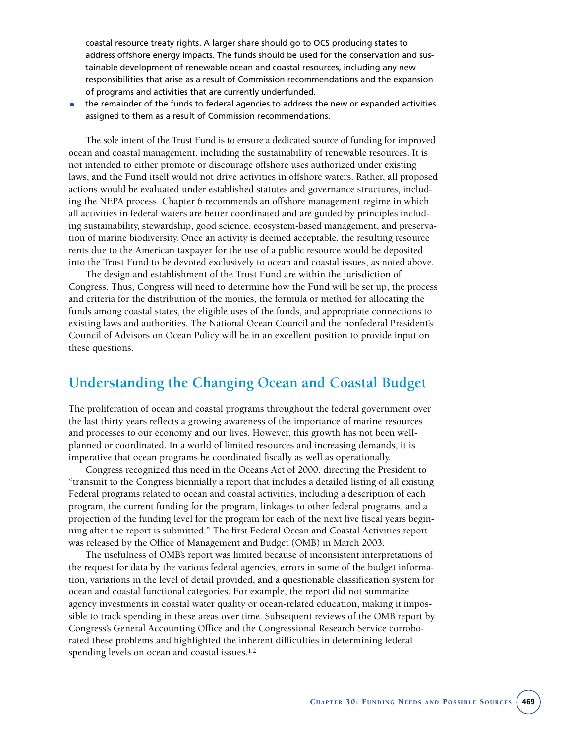coastal resource treaty rights. A larger share should go to OCS producing states to address offshore energy impacts. The funds should be used for the conservation and sustainable development of renewable ocean and coastal resources, including any new responsibilities that arise as a result of Commission recommendations and the expansion of programs and activities that are currently underfunded.

- the remainder of the funds to federal agencies to address the new or expanded activities assigned to them as a result of Commission recommendations.

The sole intent of the Trust Fund is to ensure a dedicated source of funding for improved ocean and coastal management, including the sustainability of renewable resources. It is not intended to either promote or discourage offshore uses authorized under existing laws, and the Fund itself would not drive activities in offshore waters. Rather, all proposed actions would be evaluated under established statutes and governance structures, including the NEPA process. Chapter 6 recommends an offshore management regime in which all activities in federal waters are better coordinated and are guided by principles including sustainability, stewardship, good science, ecosystem-based management, and preservation of marine biodiversity. Once an activity is deemed acceptable, the resulting resource rents due to the American taxpayer for the use of a public resource would be deposited into the Trust Fund to be devoted exclusively to ocean and coastal issues, as noted above.

The design and establishment of the Trust Fund are within the jurisdiction of Congress. Thus, Congress will need to determine how the Fund will be set up, the process and criteria for the distribution of the monies, the formula or method for allocating the funds among coastal states, the eligible uses of the funds, and appropriate connections to existing laws and authorities. The National Ocean Council and the nonfederal President's Council of Advisors on Ocean Policy will be in an excellent position to provide input on these questions.

## Understanding the Changing Ocean and Coastal Budget

The proliferation of ocean and coastal programs throughout the federal government over the last thirty years reflects a growing awareness of the importance of marine resources and processes to our economy and our lives. However, this growth has not been well-planned or coordinated. In a world of limited resources and increasing demands, it is imperative that ocean programs be coordinated fiscally as well as operationally.

Congress recognized this need in the Oceans Act of 2000, directing the President to "transmit to the Congress biennially a report that includes a detailed listing of all existing Federal programs related to ocean and coastal activities, including a description of each program, the current funding for the program, linkages to other federal programs, and a projection of the funding level for the program for each of the next five fiscal years beginning after the report is submitted." The first Federal Ocean and Coastal Activities report was released by the Office of Management and Budget (OMB) in March 2003.

The usefulness of OMB's report was limited because of inconsistent interpretations of the request for data by the various federal agencies, errors in some of the budget information, variations in the level of detail provided, and a questionable classification system for ocean and coastal functional categories. For example, the report did not summarize agency investments in coastal water quality or ocean-related education, making it impossible to track spending in these areas over time. Subsequent reviews of the OMB report by Congress's General Accounting Office and the Congressional Research Service corroborated these problems and highlighted the inherent difficulties in determining federal spending levels on ocean and coastal issues.[1,2]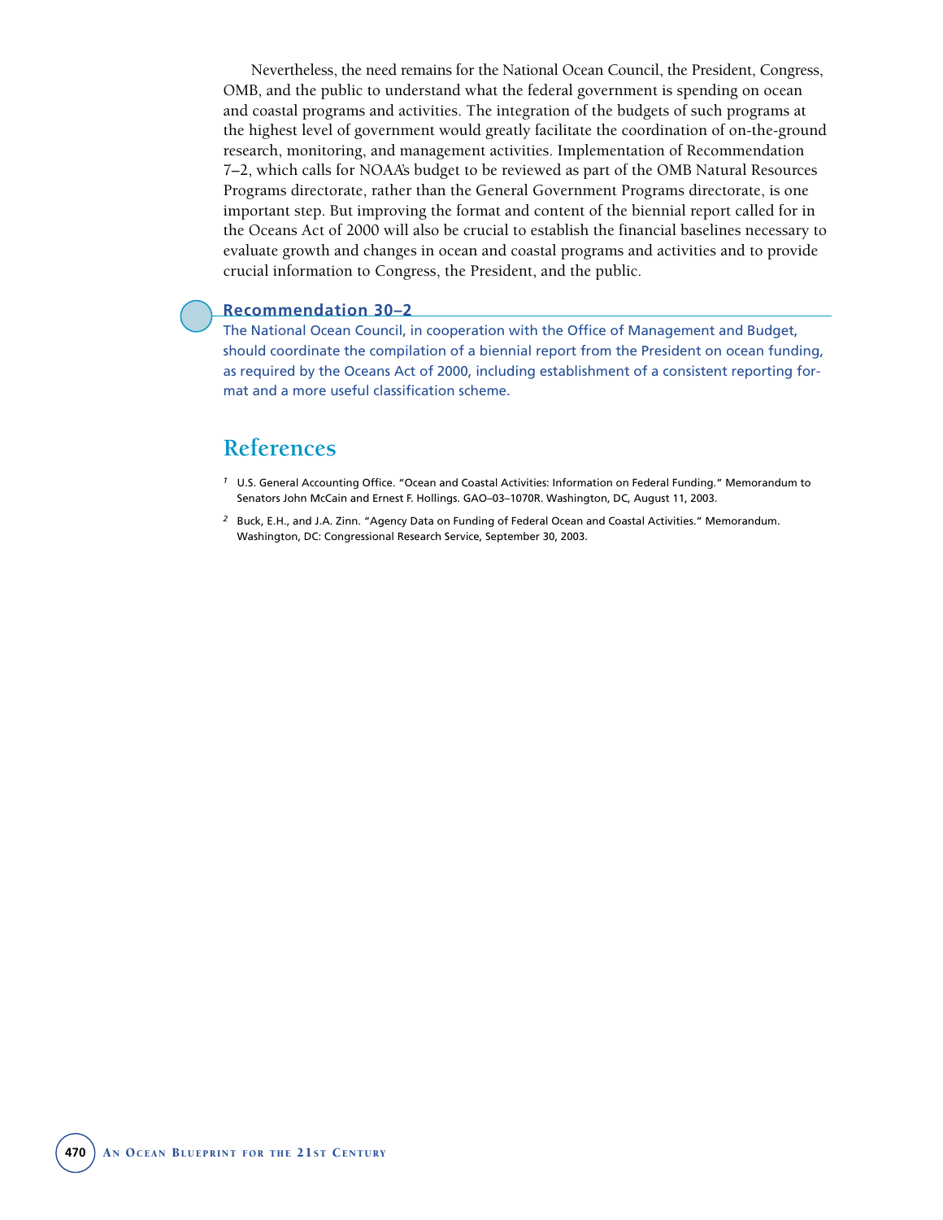Nevertheless, the need remains for the National Ocean Council, the President, Congress, OMB, and the public to understand what the federal government is spending on ocean and coastal programs and activities. The integration of the budgets of such programs at the highest level of government would greatly facilitate the coordination of on-the-ground research, monitoring, and management activities. Implementation of Recommendation 7–2, which calls for NOAA's budget to be reviewed as part of the OMB Natural Resources Programs directorate, rather than the General Government Programs directorate, is one important step. But improving the format and content of the biennial report called for in the Oceans Act of 2000 will also be crucial to establish the financial baselines necessary to evaluate growth and changes in ocean and coastal programs and activities and to provide crucial information to Congress, the President, and the public.

**Recommendation 30–2**

The National Ocean Council, in cooperation with the Office of Management and Budget, should coordinate the compilation of a biennial report from the President on ocean funding, as required by the Oceans Act of 2000, including establishment of a consistent reporting format and a more useful classification scheme.

## References

[1] U.S. General Accounting Office. "Ocean and Coastal Activities: Information on Federal Funding." Memorandum to Senators John McCain and Ernest F. Hollings. GAO–03–1070R. Washington, DC, August 11, 2003.

[2] Buck, E.H., and J.A. Zinn. "Agency Data on Funding of Federal Ocean and Coastal Activities." Memorandum. Washington, DC: Congressional Research Service, September 30, 2003.